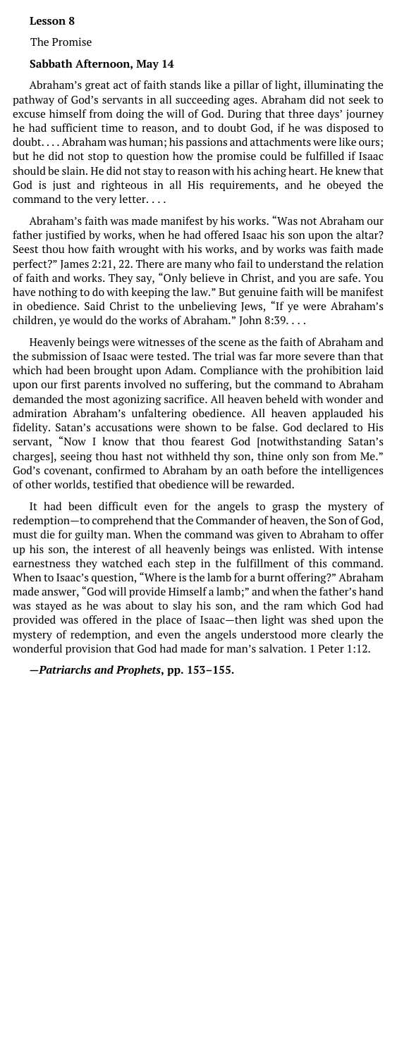**Lesson 8**

The Promise

**Sabbath Afternoon, May 14**

Abraham's great act of faith stands like a pillar of light, illuminating the pathway of God's servants in all succeeding ages. Abraham did not seek to excuse himself from doing the will of God. During that three days' journey he had sufficient time to reason, and to doubt God, if he was disposed to doubt. . . . Abraham was human; his passions and attachments were like ours; but he did not stop to question how the promise could be fulfilled if Isaac should be slain. He did not stay to reason with his aching heart. He knew that God is just and righteous in all His requirements, and he obeyed the command to the very letter. . . .

Abraham's faith was made manifest by his works. "Was not Abraham our father justified by works, when he had offered Isaac his son upon the altar? Seest thou how faith wrought with his works, and by works was faith made perfect?" James 2:21, 22. There are many who fail to understand the relation of faith and works. They say, "Only believe in Christ, and you are safe. You have nothing to do with keeping the law." But genuine faith will be manifest in obedience. Said Christ to the unbelieving Jews, "If ye were Abraham's children, ye would do the works of Abraham." John 8:39. . . .

Heavenly beings were witnesses of the scene as the faith of Abraham and the submission of Isaac were tested. The trial was far more severe than that which had been brought upon Adam. Compliance with the prohibition laid upon our first parents involved no suffering, but the command to Abraham demanded the most agonizing sacrifice. All heaven beheld with wonder and admiration Abraham's unfaltering obedience. All heaven applauded his fidelity. Satan's accusations were shown to be false. God declared to His servant, "Now I know that thou fearest God [notwithstanding Satan's charges], seeing thou hast not withheld thy son, thine only son from Me." God's covenant, confirmed to Abraham by an oath before the intelligences of other worlds, testified that obedience will be rewarded.

It had been difficult even for the angels to grasp the mystery of redemption—to comprehend that the Commander of heaven, the Son of God, must die for guilty man. When the command was given to Abraham to offer up his son, the interest of all heavenly beings was enlisted. With intense earnestness they watched each step in the fulfillment of this command. When to Isaac's question, "Where is the lamb for a burnt offering?" Abraham made answer, "God will provide Himself a lamb;" and when the father's hand was stayed as he was about to slay his son, and the ram which God had provided was offered in the place of Isaac—then light was shed upon the mystery of redemption, and even the angels understood more clearly the wonderful provision that God had made for man's salvation. 1 Peter 1:12.

**—*Patriarchs and Prophets*, pp. 153–155.**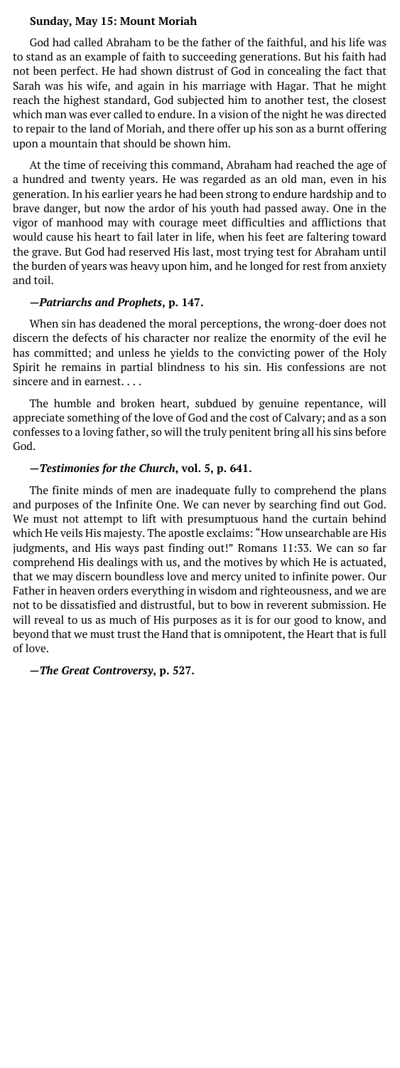**Sunday, May 15: Mount Moriah**

God had called Abraham to be the father of the faithful, and his life was to stand as an example of faith to succeeding generations. But his faith had not been perfect. He had shown distrust of God in concealing the fact that Sarah was his wife, and again in his marriage with Hagar. That he might reach the highest standard, God subjected him to another test, the closest which man was ever called to endure. In a vision of the night he was directed to repair to the land of Moriah, and there offer up his son as a burnt offering upon a mountain that should be shown him.

At the time of receiving this command, Abraham had reached the age of a hundred and twenty years. He was regarded as an old man, even in his generation. In his earlier years he had been strong to endure hardship and to brave danger, but now the ardor of his youth had passed away. One in the vigor of manhood may with courage meet difficulties and afflictions that would cause his heart to fail later in life, when his feet are faltering toward the grave. But God had reserved His last, most trying test for Abraham until the burden of years was heavy upon him, and he longed for rest from anxiety and toil.

**—*Patriarchs and Prophets*, p. 147.**

When sin has deadened the moral perceptions, the wrong-doer does not discern the defects of his character nor realize the enormity of the evil he has committed; and unless he yields to the convicting power of the Holy Spirit he remains in partial blindness to his sin. His confessions are not sincere and in earnest. . . .

The humble and broken heart, subdued by genuine repentance, will appreciate something of the love of God and the cost of Calvary; and as a son confesses to a loving father, so will the truly penitent bring all his sins before God.

**—*Testimonies for the Church*, vol. 5, p. 641.**

The finite minds of men are inadequate fully to comprehend the plans and purposes of the Infinite One. We can never by searching find out God. We must not attempt to lift with presumptuous hand the curtain behind which He veils His majesty. The apostle exclaims: "How unsearchable are His judgments, and His ways past finding out!" Romans 11:33. We can so far comprehend His dealings with us, and the motives by which He is actuated, that we may discern boundless love and mercy united to infinite power. Our Father in heaven orders everything in wisdom and righteousness, and we are not to be dissatisfied and distrustful, but to bow in reverent submission. He will reveal to us as much of His purposes as it is for our good to know, and beyond that we must trust the Hand that is omnipotent, the Heart that is full of love.

**—*The Great Controversy*, p. 527.**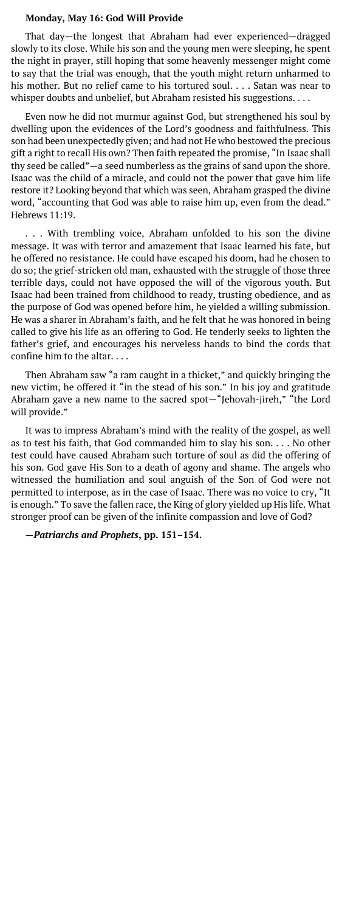**Monday, May 16: God Will Provide**

That day—the longest that Abraham had ever experienced—dragged slowly to its close. While his son and the young men were sleeping, he spent the night in prayer, still hoping that some heavenly messenger might come to say that the trial was enough, that the youth might return unharmed to his mother. But no relief came to his tortured soul. . . . Satan was near to whisper doubts and unbelief, but Abraham resisted his suggestions. . . .

Even now he did not murmur against God, but strengthened his soul by dwelling upon the evidences of the Lord's goodness and faithfulness. This son had been unexpectedly given; and had not He who bestowed the precious gift a right to recall His own? Then faith repeated the promise, "In Isaac shall thy seed be called"—a seed numberless as the grains of sand upon the shore. Isaac was the child of a miracle, and could not the power that gave him life restore it? Looking beyond that which was seen, Abraham grasped the divine word, "accounting that God was able to raise him up, even from the dead." Hebrews 11:19.

. . . With trembling voice, Abraham unfolded to his son the divine message. It was with terror and amazement that Isaac learned his fate, but he offered no resistance. He could have escaped his doom, had he chosen to do so; the grief-stricken old man, exhausted with the struggle of those three terrible days, could not have opposed the will of the vigorous youth. But Isaac had been trained from childhood to ready, trusting obedience, and as the purpose of God was opened before him, he yielded a willing submission. He was a sharer in Abraham's faith, and he felt that he was honored in being called to give his life as an offering to God. He tenderly seeks to lighten the father's grief, and encourages his nerveless hands to bind the cords that confine him to the altar. . . .

Then Abraham saw "a ram caught in a thicket," and quickly bringing the new victim, he offered it "in the stead of his son." In his joy and gratitude Abraham gave a new name to the sacred spot—"Jehovah-jireh," "the Lord will provide."

It was to impress Abraham's mind with the reality of the gospel, as well as to test his faith, that God commanded him to slay his son. . . . No other test could have caused Abraham such torture of soul as did the offering of his son. God gave His Son to a death of agony and shame. The angels who witnessed the humiliation and soul anguish of the Son of God were not permitted to interpose, as in the case of Isaac. There was no voice to cry, "It is enough." To save the fallen race, the King of glory yielded up His life. What stronger proof can be given of the infinite compassion and love of God?

**—*Patriarchs and Prophets*, pp. 151–154.**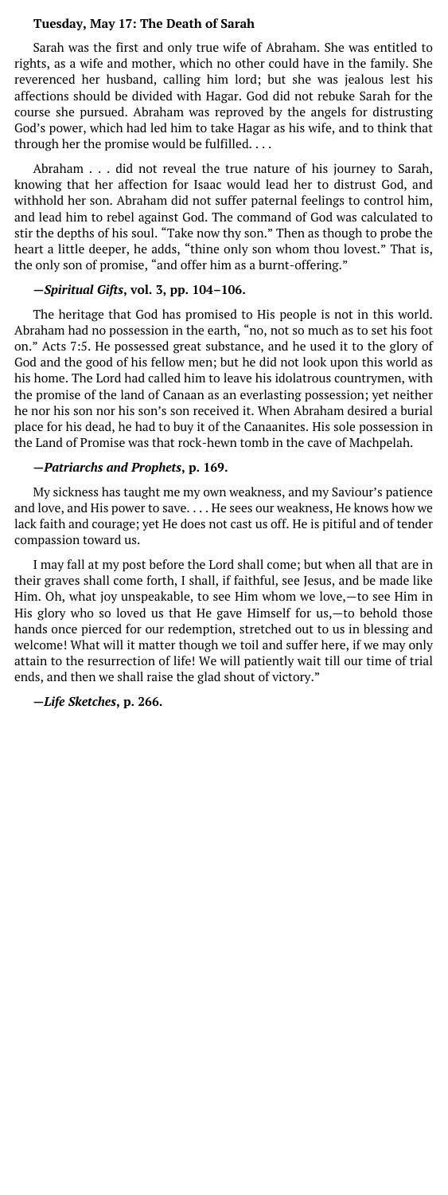**Tuesday, May 17: The Death of Sarah**

Sarah was the first and only true wife of Abraham. She was entitled to rights, as a wife and mother, which no other could have in the family. She reverenced her husband, calling him lord; but she was jealous lest his affections should be divided with Hagar. God did not rebuke Sarah for the course she pursued. Abraham was reproved by the angels for distrusting God's power, which had led him to take Hagar as his wife, and to think that through her the promise would be fulfilled. . . .

Abraham . . . did not reveal the true nature of his journey to Sarah, knowing that her affection for Isaac would lead her to distrust God, and withhold her son. Abraham did not suffer paternal feelings to control him, and lead him to rebel against God. The command of God was calculated to stir the depths of his soul. "Take now thy son." Then as though to probe the heart a little deeper, he adds, "thine only son whom thou lovest." That is, the only son of promise, "and offer him as a burnt-offering."

**—*Spiritual Gifts*, vol. 3, pp. 104–106.**

The heritage that God has promised to His people is not in this world. Abraham had no possession in the earth, "no, not so much as to set his foot on." Acts 7:5. He possessed great substance, and he used it to the glory of God and the good of his fellow men; but he did not look upon this world as his home. The Lord had called him to leave his idolatrous countrymen, with the promise of the land of Canaan as an everlasting possession; yet neither he nor his son nor his son's son received it. When Abraham desired a burial place for his dead, he had to buy it of the Canaanites. His sole possession in the Land of Promise was that rock-hewn tomb in the cave of Machpelah.

**—*Patriarchs and Prophets*, p. 169.**

My sickness has taught me my own weakness, and my Saviour's patience and love, and His power to save. . . . He sees our weakness, He knows how we lack faith and courage; yet He does not cast us off. He is pitiful and of tender compassion toward us.

I may fall at my post before the Lord shall come; but when all that are in their graves shall come forth, I shall, if faithful, see Jesus, and be made like Him. Oh, what joy unspeakable, to see Him whom we love,—to see Him in His glory who so loved us that He gave Himself for us,—to behold those hands once pierced for our redemption, stretched out to us in blessing and welcome! What will it matter though we toil and suffer here, if we may only attain to the resurrection of life! We will patiently wait till our time of trial ends, and then we shall raise the glad shout of victory."

**—*Life Sketches*, p. 266.**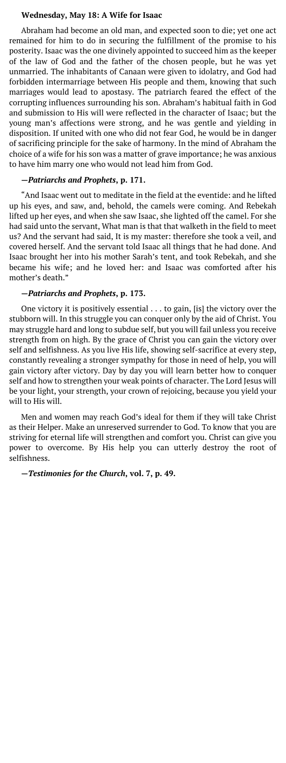#### Wednesday, May 18: A Wife for Isaac

Abraham had become an old man, and expected soon to die; yet one act remained for him to do in securing the fulfillment of the promise to his posterity. Isaac was the one divinely appointed to succeed him as the keeper of the law of God and the father of the chosen people, but he was yet unmarried. The inhabitants of Canaan were given to idolatry, and God had forbidden intermarriage between His people and them, knowing that such marriages would lead to apostasy. The patriarch feared the effect of the corrupting influences surrounding his son. Abraham's habitual faith in God and submission to His will were reflected in the character of Isaac; but the young man's affections were strong, and he was gentle and yielding in disposition. If united with one who did not fear God, he would be in danger of sacrificing principle for the sake of harmony. In the mind of Abraham the choice of a wife for his son was a matter of grave importance; he was anxious to have him marry one who would not lead him from God.

**—*Patriarchs and Prophets*, p. 171.**

"And Isaac went out to meditate in the field at the eventide: and he lifted up his eyes, and saw, and, behold, the camels were coming. And Rebekah lifted up her eyes, and when she saw Isaac, she lighted off the camel. For she had said unto the servant, What man is that that walketh in the field to meet us? And the servant had said, It is my master: therefore she took a veil, and covered herself. And the servant told Isaac all things that he had done. And Isaac brought her into his mother Sarah's tent, and took Rebekah, and she became his wife; and he loved her: and Isaac was comforted after his mother's death."

**—*Patriarchs and Prophets*, p. 173.**

One victory it is positively essential . . . to gain, [is] the victory over the stubborn will. In this struggle you can conquer only by the aid of Christ. You may struggle hard and long to subdue self, but you will fail unless you receive strength from on high. By the grace of Christ you can gain the victory over self and selfishness. As you live His life, showing self-sacrifice at every step, constantly revealing a stronger sympathy for those in need of help, you will gain victory after victory. Day by day you will learn better how to conquer self and how to strengthen your weak points of character. The Lord Jesus will be your light, your strength, your crown of rejoicing, because you yield your will to His will.

Men and women may reach God's ideal for them if they will take Christ as their Helper. Make an unreserved surrender to God. To know that you are striving for eternal life will strengthen and comfort you. Christ can give you power to overcome. By His help you can utterly destroy the root of selfishness.

**—*Testimonies for the Church*, vol. 7, p. 49.**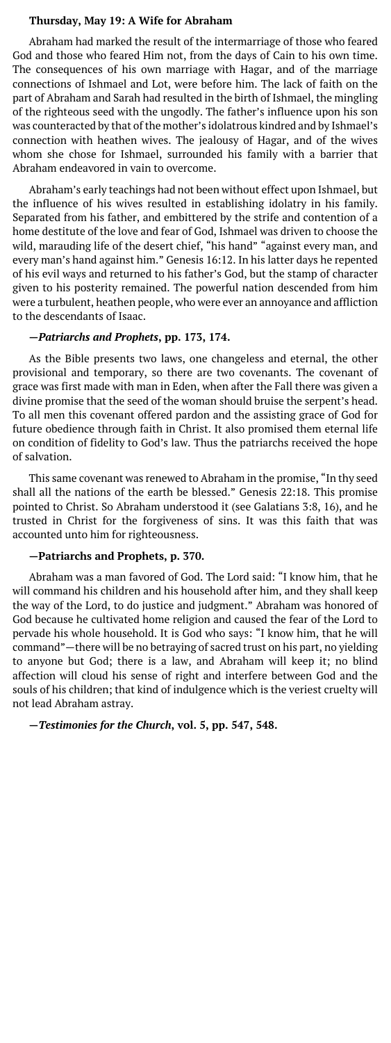### Thursday, May 19: A Wife for Abraham

Abraham had marked the result of the intermarriage of those who feared God and those who feared Him not, from the days of Cain to his own time. The consequences of his own marriage with Hagar, and of the marriage connections of Ishmael and Lot, were before him. The lack of faith on the part of Abraham and Sarah had resulted in the birth of Ishmael, the mingling of the righteous seed with the ungodly. The father's influence upon his son was counteracted by that of the mother's idolatrous kindred and by Ishmael's connection with heathen wives. The jealousy of Hagar, and of the wives whom she chose for Ishmael, surrounded his family with a barrier that Abraham endeavored in vain to overcome.

Abraham's early teachings had not been without effect upon Ishmael, but the influence of his wives resulted in establishing idolatry in his family. Separated from his father, and embittered by the strife and contention of a home destitute of the love and fear of God, Ishmael was driven to choose the wild, marauding life of the desert chief, "his hand" "against every man, and every man's hand against him." Genesis 16:12. In his latter days he repented of his evil ways and returned to his father's God, but the stamp of character given to his posterity remained. The powerful nation descended from him were a turbulent, heathen people, who were ever an annoyance and affliction to the descendants of Isaac.

**—*Patriarchs and Prophets*, pp. 173, 174.**

As the Bible presents two laws, one changeless and eternal, the other provisional and temporary, so there are two covenants. The covenant of grace was first made with man in Eden, when after the Fall there was given a divine promise that the seed of the woman should bruise the serpent's head. To all men this covenant offered pardon and the assisting grace of God for future obedience through faith in Christ. It also promised them eternal life on condition of fidelity to God's law. Thus the patriarchs received the hope of salvation.

This same covenant was renewed to Abraham in the promise, "In thy seed shall all the nations of the earth be blessed." Genesis 22:18. This promise pointed to Christ. So Abraham understood it (see Galatians 3:8, 16), and he trusted in Christ for the forgiveness of sins. It was this faith that was accounted unto him for righteousness.

**—Patriarchs and Prophets, p. 370.**

Abraham was a man favored of God. The Lord said: "I know him, that he will command his children and his household after him, and they shall keep the way of the Lord, to do justice and judgment." Abraham was honored of God because he cultivated home religion and caused the fear of the Lord to pervade his whole household. It is God who says: "I know him, that he will command"—there will be no betraying of sacred trust on his part, no yielding to anyone but God; there is a law, and Abraham will keep it; no blind affection will cloud his sense of right and interfere between God and the souls of his children; that kind of indulgence which is the veriest cruelty will not lead Abraham astray.

**—*Testimonies for the Church*, vol. 5, pp. 547, 548.**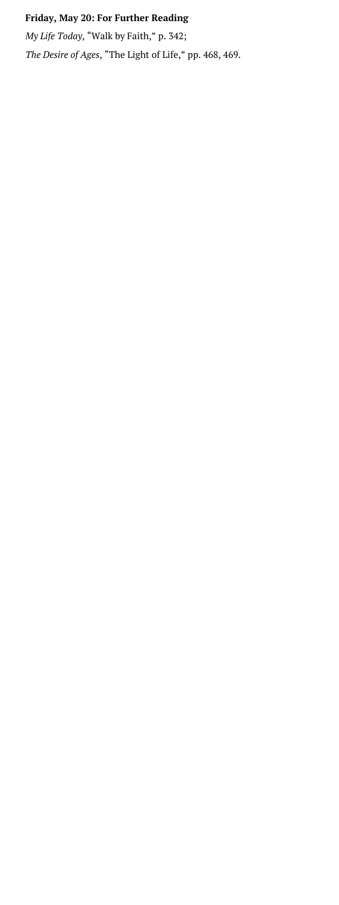**Friday, May 20: For Further Reading**

*My Life Today*, "Walk by Faith," p. 342;

*The Desire of Ages*, "The Light of Life," pp. 468, 469.